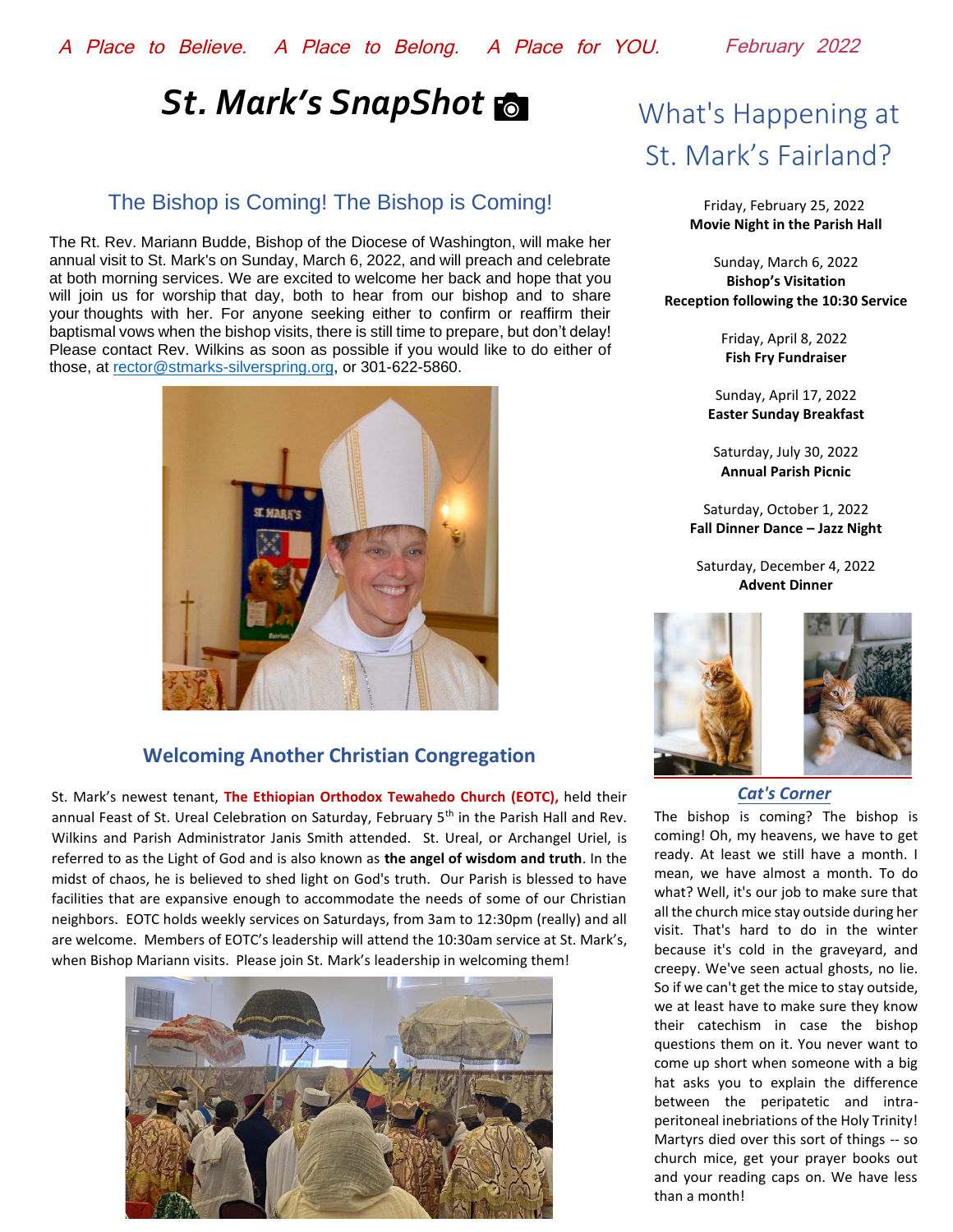*A Place to Believe. A Place to Belong. A Place for YOU.* *February 2022*

# *St. Mark's SnapShot*

## The Bishop is Coming! The Bishop is Coming!

The Rt. Rev. Mariann Budde, Bishop of the Diocese of Washington, will make her annual visit to St. Mark's on Sunday, March 6, 2022, and will preach and celebrate at both morning services. We are excited to welcome her back and hope that you will join us for worship that day, both to hear from our bishop and to share your thoughts with her. For anyone seeking either to confirm or reaffirm their baptismal vows when the bishop visits, there is still time to prepare, but don't delay! Please contact Rev. Wilkins as soon as possible if you would like to do either of those, at rector@stmarks-silverspring.org, or 301-622-5860.

## Welcoming Another Christian Congregation

St. Mark's newest tenant, **The Ethiopian Orthodox Tewahedo Church (EOTC),** held their annual Feast of St. Ureal Celebration on Saturday, February 5th in the Parish Hall and Rev. Wilkins and Parish Administrator Janis Smith attended. St. Ureal, or Archangel Uriel, is referred to as the Light of God and is also known as **the angel of wisdom and truth**. In the midst of chaos, he is believed to shed light on God's truth. Our Parish is blessed to have facilities that are expansive enough to accommodate the needs of some of our Christian neighbors. EOTC holds weekly services on Saturdays, from 3am to 12:30pm (really) and all are welcome. Members of EOTC's leadership will attend the 10:30am service at St. Mark's, when Bishop Mariann visits. Please join St. Mark's leadership in welcoming them!

## What's Happening at St. Mark's Fairland?

Friday, February 25, 2022
**Movie Night in the Parish Hall**

Sunday, March 6, 2022
**Bishop's Visitation**
**Reception following the 10:30 Service**

Friday, April 8, 2022
**Fish Fry Fundraiser**

Sunday, April 17, 2022
**Easter Sunday Breakfast**

Saturday, July 30, 2022
**Annual Parish Picnic**

Saturday, October 1, 2022
**Fall Dinner Dance – Jazz Night**

Saturday, December 4, 2022
**Advent Dinner**

### *Cat's Corner*

The bishop is coming? The bishop is coming! Oh, my heavens, we have to get ready. At least we still have a month. I mean, we have almost a month. To do what? Well, it's our job to make sure that all the church mice stay outside during her visit. That's hard to do in the winter because it's cold in the graveyard, and creepy. We've seen actual ghosts, no lie. So if we can't get the mice to stay outside, we at least have to make sure they know their catechism in case the bishop questions them on it. You never want to come up short when someone with a big hat asks you to explain the difference between the peripatetic and intra-peritoneal inebriations of the Holy Trinity! Martyrs died over this sort of things -- so church mice, get your prayer books out and your reading caps on. We have less than a month!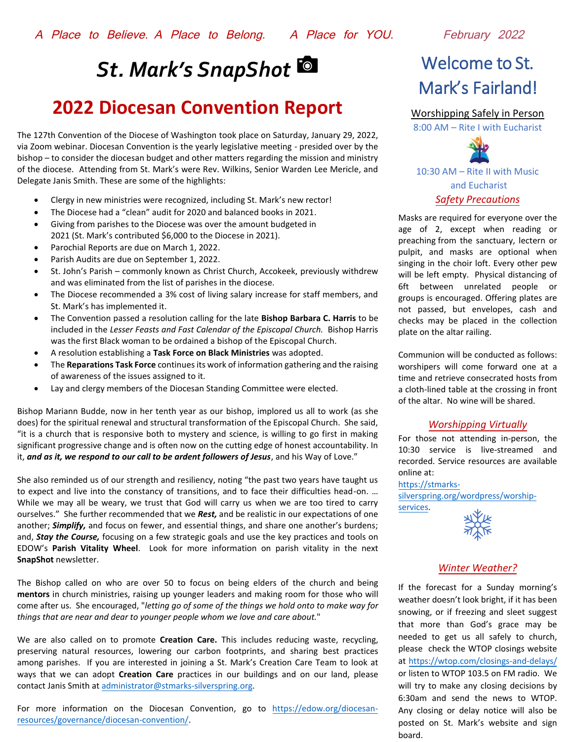*A Place to Believe. A Place to Belong.    A Place for YOU.*    *February 2022*

# *St. Mark's SnapShot*

## 2022 Diocesan Convention Report

The 127th Convention of the Diocese of Washington took place on Saturday, January 29, 2022, via Zoom webinar. Diocesan Convention is the yearly legislative meeting - presided over by the bishop – to consider the diocesan budget and other matters regarding the mission and ministry of the diocese. Attending from St. Mark's were Rev. Wilkins, Senior Warden Lee Mericle, and Delegate Janis Smith. These are some of the highlights:

- Clergy in new ministries were recognized, including St. Mark's new rector!
- The Diocese had a "clean" audit for 2020 and balanced books in 2021.
- Giving from parishes to the Diocese was over the amount budgeted in 2021 (St. Mark's contributed $6,000 to the Diocese in 2021).
- Parochial Reports are due on March 1, 2022.
- Parish Audits are due on September 1, 2022.
- St. John's Parish – commonly known as Christ Church, Accokeek, previously withdrew and was eliminated from the list of parishes in the diocese.
- The Diocese recommended a 3% cost of living salary increase for staff members, and St. Mark's has implemented it.
- The Convention passed a resolution calling for the late **Bishop Barbara C. Harris** to be included in the *Lesser Feasts and Fast Calendar of the Episcopal Church.* Bishop Harris was the first Black woman to be ordained a bishop of the Episcopal Church.
- A resolution establishing a **Task Force on Black Ministries** was adopted.
- The **Reparations Task Force** continues its work of information gathering and the raising of awareness of the issues assigned to it.
- Lay and clergy members of the Diocesan Standing Committee were elected.

Bishop Mariann Budde, now in her tenth year as our bishop, implored us all to work (as she does) for the spiritual renewal and structural transformation of the Episcopal Church. She said, "it is a church that is responsive both to mystery and science, is willing to go first in making significant progressive change and is often now on the cutting edge of honest accountability. In it, ***and as it, we respond to our call to be ardent followers of Jesus***, and his Way of Love."

She also reminded us of our strength and resiliency, noting "the past two years have taught us to expect and live into the constancy of transitions, and to face their difficulties head-on. … While we may all be weary, we trust that God will carry us when we are too tired to carry ourselves." She further recommended that we ***Rest,*** and be realistic in our expectations of one another; ***Simplify,*** and focus on fewer, and essential things, and share one another's burdens; and, ***Stay the Course,*** focusing on a few strategic goals and use the key practices and tools on EDOW's **Parish Vitality Wheel**. Look for more information on parish vitality in the next **SnapShot** newsletter.

The Bishop called on who are over 50 to focus on being elders of the church and being **mentors** in church ministries, raising up younger leaders and making room for those who will come after us. She encouraged, "*letting go of some of the things we hold onto to make way for things that are near and dear to younger people whom we love and care about.*"

We are also called on to promote **Creation Care.** This includes reducing waste, recycling, preserving natural resources, lowering our carbon footprints, and sharing best practices among parishes. If you are interested in joining a St. Mark's Creation Care Team to look at ways that we can adopt **Creation Care** practices in our buildings and on our land, please contact Janis Smith at administrator@stmarks-silverspring.org.

For more information on the Diocesan Convention, go to https://edow.org/diocesan-resources/governance/diocesan-convention/.

## Welcome to St. Mark's Fairland!

Worshipping Safely in Person

8:00 AM – Rite I with Eucharist

10:30 AM – Rite II with Music and Eucharist

### *Safety Precautions*

Masks are required for everyone over the age of 2, except when reading or preaching from the sanctuary, lectern or pulpit, and masks are optional when singing in the choir loft. Every other pew will be left empty. Physical distancing of 6ft between unrelated people or groups is encouraged. Offering plates are not passed, but envelopes, cash and checks may be placed in the collection plate on the altar railing.

Communion will be conducted as follows: worshipers will come forward one at a time and retrieve consecrated hosts from a cloth-lined table at the crossing in front of the altar. No wine will be shared.

### *Worshipping Virtually*

For those not attending in-person, the 10:30 service is live-streamed and recorded. Service resources are available online at: https://stmarks-silverspring.org/wordpress/worship-services.

### *Winter Weather?*

If the forecast for a Sunday morning's weather doesn't look bright, if it has been snowing, or if freezing and sleet suggest that more than God's grace may be needed to get us all safely to church, please check the WTOP closings website at https://wtop.com/closings-and-delays/ or listen to WTOP 103.5 on FM radio. We will try to make any closing decisions by 6:30am and send the news to WTOP. Any closing or delay notice will also be posted on St. Mark's website and sign board.